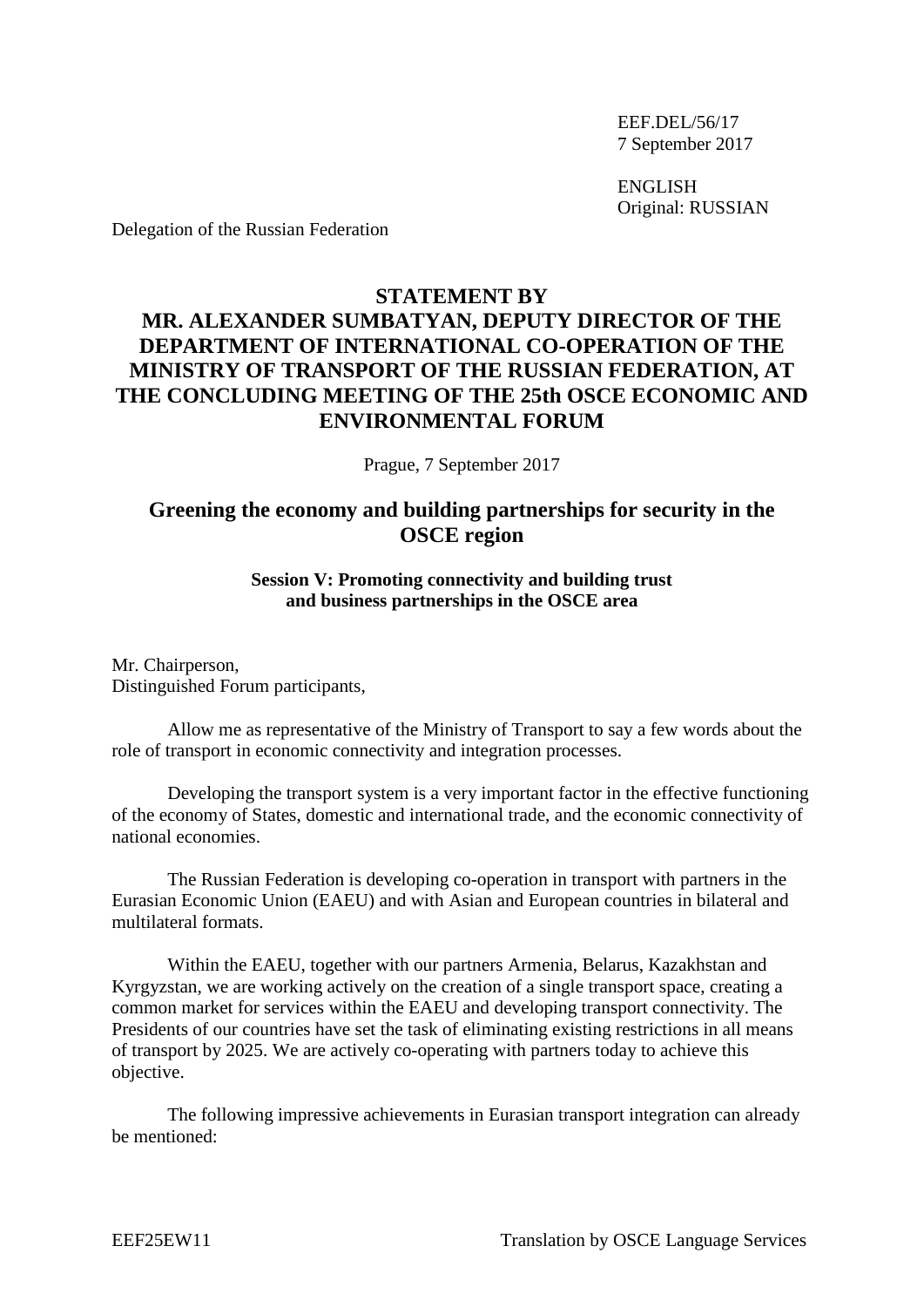EEF.DEL/56/17
7 September 2017

ENGLISH
Original: RUSSIAN

Delegation of the Russian Federation

# STATEMENT BY MR. ALEXANDER SUMBATYAN, DEPUTY DIRECTOR OF THE DEPARTMENT OF INTERNATIONAL CO-OPERATION OF THE MINISTRY OF TRANSPORT OF THE RUSSIAN FEDERATION, AT THE CONCLUDING MEETING OF THE 25th OSCE ECONOMIC AND ENVIRONMENTAL FORUM

Prague, 7 September 2017

## Greening the economy and building partnerships for security in the OSCE region

### Session V: Promoting connectivity and building trust and business partnerships in the OSCE area

Mr. Chairperson,
Distinguished Forum participants,

Allow me as representative of the Ministry of Transport to say a few words about the role of transport in economic connectivity and integration processes.

Developing the transport system is a very important factor in the effective functioning of the economy of States, domestic and international trade, and the economic connectivity of national economies.

The Russian Federation is developing co-operation in transport with partners in the Eurasian Economic Union (EAEU) and with Asian and European countries in bilateral and multilateral formats.

Within the EAEU, together with our partners Armenia, Belarus, Kazakhstan and Kyrgyzstan, we are working actively on the creation of a single transport space, creating a common market for services within the EAEU and developing transport connectivity. The Presidents of our countries have set the task of eliminating existing restrictions in all means of transport by 2025. We are actively co-operating with partners today to achieve this objective.

The following impressive achievements in Eurasian transport integration can already be mentioned: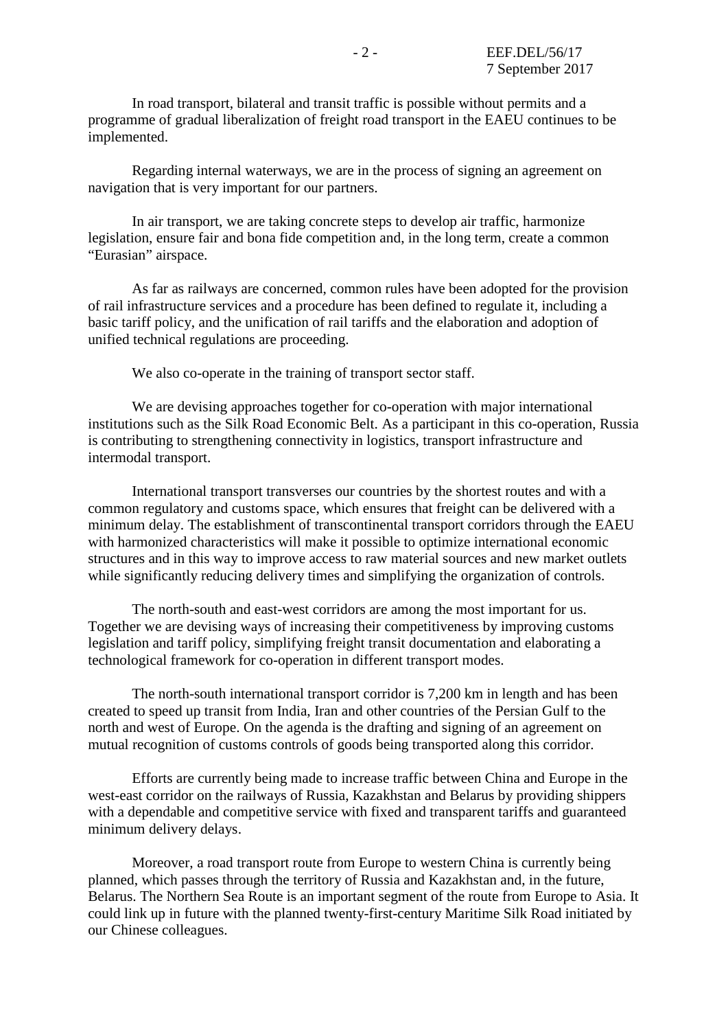In road transport, bilateral and transit traffic is possible without permits and a programme of gradual liberalization of freight road transport in the EAEU continues to be implemented.

Regarding internal waterways, we are in the process of signing an agreement on navigation that is very important for our partners.

In air transport, we are taking concrete steps to develop air traffic, harmonize legislation, ensure fair and bona fide competition and, in the long term, create a common "Eurasian" airspace.

As far as railways are concerned, common rules have been adopted for the provision of rail infrastructure services and a procedure has been defined to regulate it, including a basic tariff policy, and the unification of rail tariffs and the elaboration and adoption of unified technical regulations are proceeding.

We also co-operate in the training of transport sector staff.

We are devising approaches together for co-operation with major international institutions such as the Silk Road Economic Belt. As a participant in this co-operation, Russia is contributing to strengthening connectivity in logistics, transport infrastructure and intermodal transport.

International transport transverses our countries by the shortest routes and with a common regulatory and customs space, which ensures that freight can be delivered with a minimum delay. The establishment of transcontinental transport corridors through the EAEU with harmonized characteristics will make it possible to optimize international economic structures and in this way to improve access to raw material sources and new market outlets while significantly reducing delivery times and simplifying the organization of controls.

The north-south and east-west corridors are among the most important for us. Together we are devising ways of increasing their competitiveness by improving customs legislation and tariff policy, simplifying freight transit documentation and elaborating a technological framework for co-operation in different transport modes.

The north-south international transport corridor is 7,200 km in length and has been created to speed up transit from India, Iran and other countries of the Persian Gulf to the north and west of Europe. On the agenda is the drafting and signing of an agreement on mutual recognition of customs controls of goods being transported along this corridor.

Efforts are currently being made to increase traffic between China and Europe in the west-east corridor on the railways of Russia, Kazakhstan and Belarus by providing shippers with a dependable and competitive service with fixed and transparent tariffs and guaranteed minimum delivery delays.

Moreover, a road transport route from Europe to western China is currently being planned, which passes through the territory of Russia and Kazakhstan and, in the future, Belarus. The Northern Sea Route is an important segment of the route from Europe to Asia. It could link up in future with the planned twenty-first-century Maritime Silk Road initiated by our Chinese colleagues.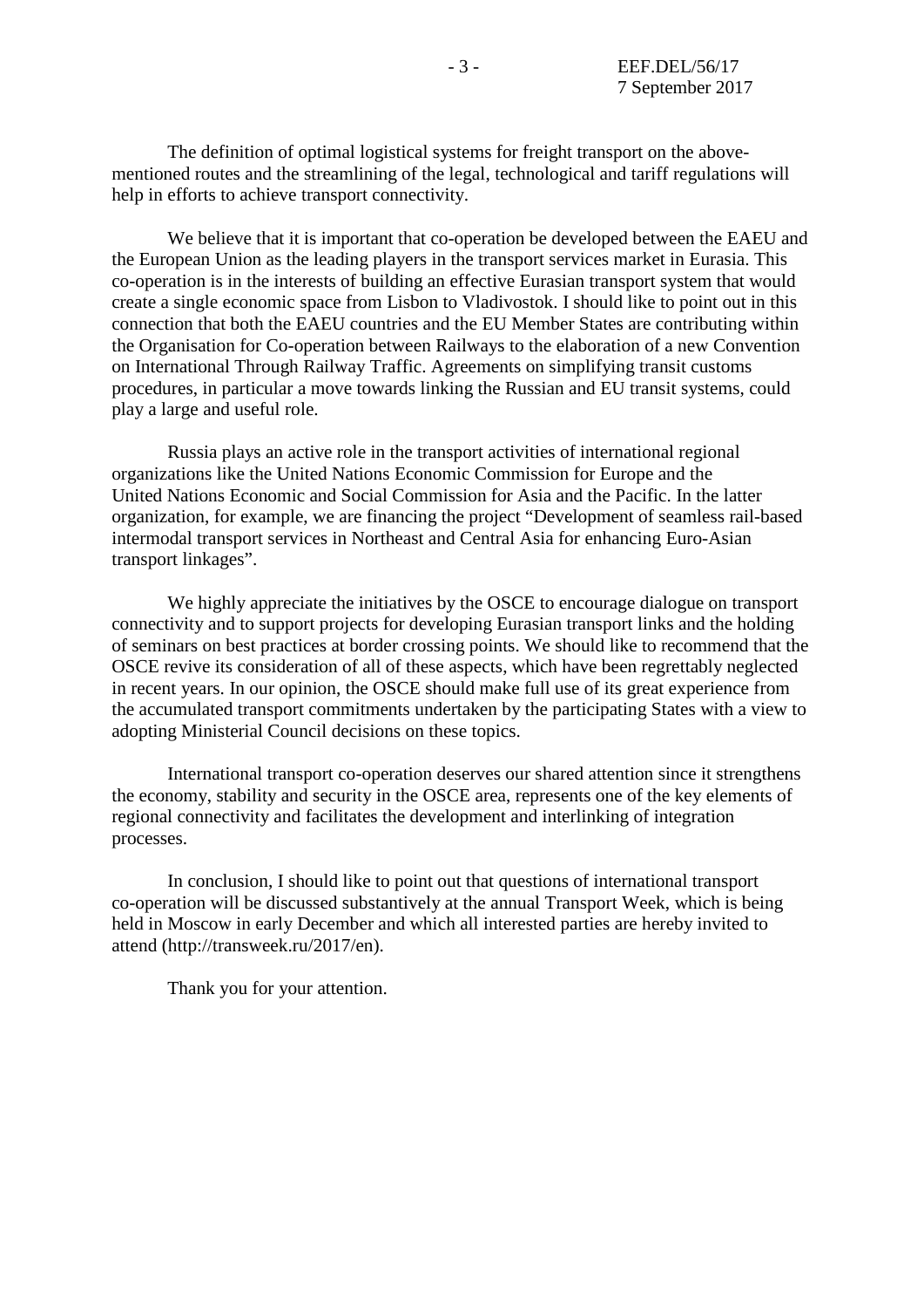The definition of optimal logistical systems for freight transport on the above-mentioned routes and the streamlining of the legal, technological and tariff regulations will help in efforts to achieve transport connectivity.

We believe that it is important that co-operation be developed between the EAEU and the European Union as the leading players in the transport services market in Eurasia. This co-operation is in the interests of building an effective Eurasian transport system that would create a single economic space from Lisbon to Vladivostok. I should like to point out in this connection that both the EAEU countries and the EU Member States are contributing within the Organisation for Co-operation between Railways to the elaboration of a new Convention on International Through Railway Traffic. Agreements on simplifying transit customs procedures, in particular a move towards linking the Russian and EU transit systems, could play a large and useful role.

Russia plays an active role in the transport activities of international regional organizations like the United Nations Economic Commission for Europe and the United Nations Economic and Social Commission for Asia and the Pacific. In the latter organization, for example, we are financing the project "Development of seamless rail-based intermodal transport services in Northeast and Central Asia for enhancing Euro-Asian transport linkages".

We highly appreciate the initiatives by the OSCE to encourage dialogue on transport connectivity and to support projects for developing Eurasian transport links and the holding of seminars on best practices at border crossing points. We should like to recommend that the OSCE revive its consideration of all of these aspects, which have been regrettably neglected in recent years. In our opinion, the OSCE should make full use of its great experience from the accumulated transport commitments undertaken by the participating States with a view to adopting Ministerial Council decisions on these topics.

International transport co-operation deserves our shared attention since it strengthens the economy, stability and security in the OSCE area, represents one of the key elements of regional connectivity and facilitates the development and interlinking of integration processes.

In conclusion, I should like to point out that questions of international transport co-operation will be discussed substantively at the annual Transport Week, which is being held in Moscow in early December and which all interested parties are hereby invited to attend (http://transweek.ru/2017/en).

Thank you for your attention.